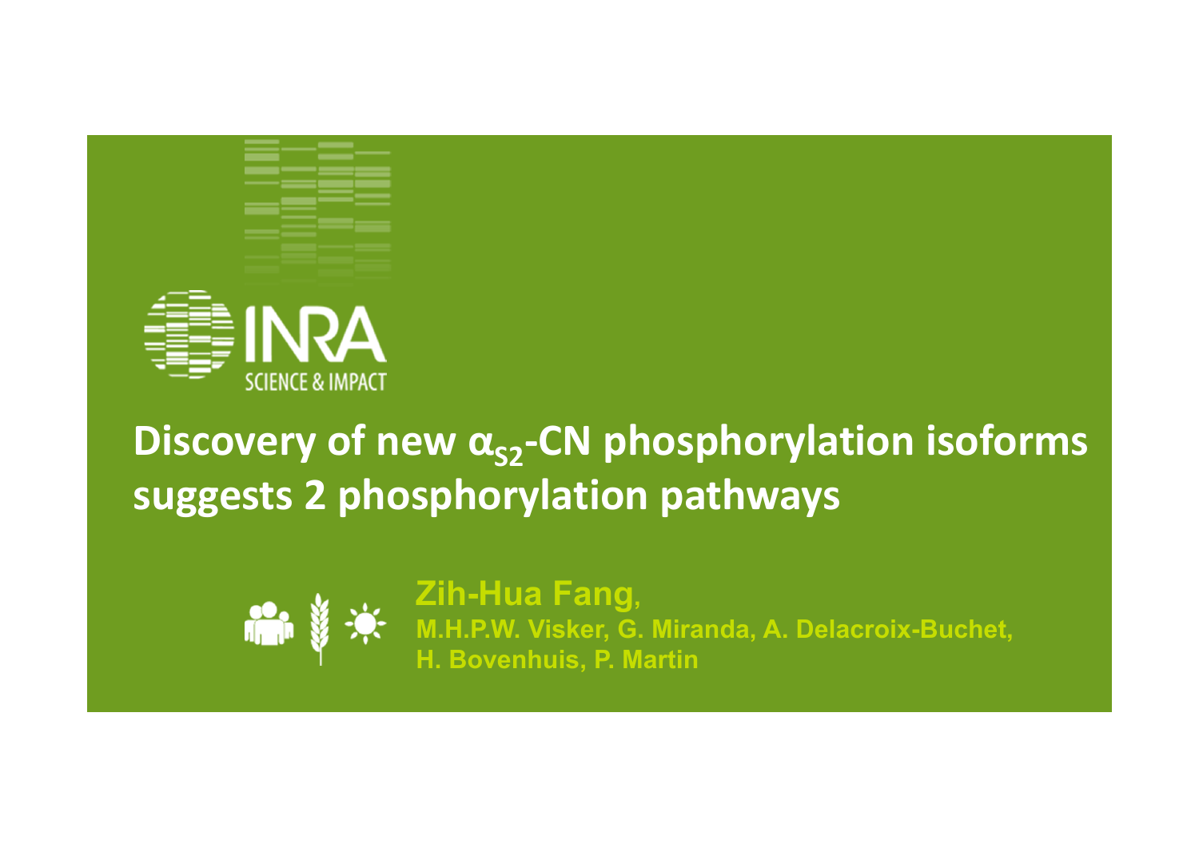INRA

SCIENCE & IMPACT

# Discovery of new $\alpha_{S2}$-CN phosphorylation isoforms suggests 2 phosphorylation pathways

**Zih-Hua Fang,**

**M.H.P.W. Visker, G. Miranda, A. Delacroix-Buchet, H. Bovenhuis, P. Martin**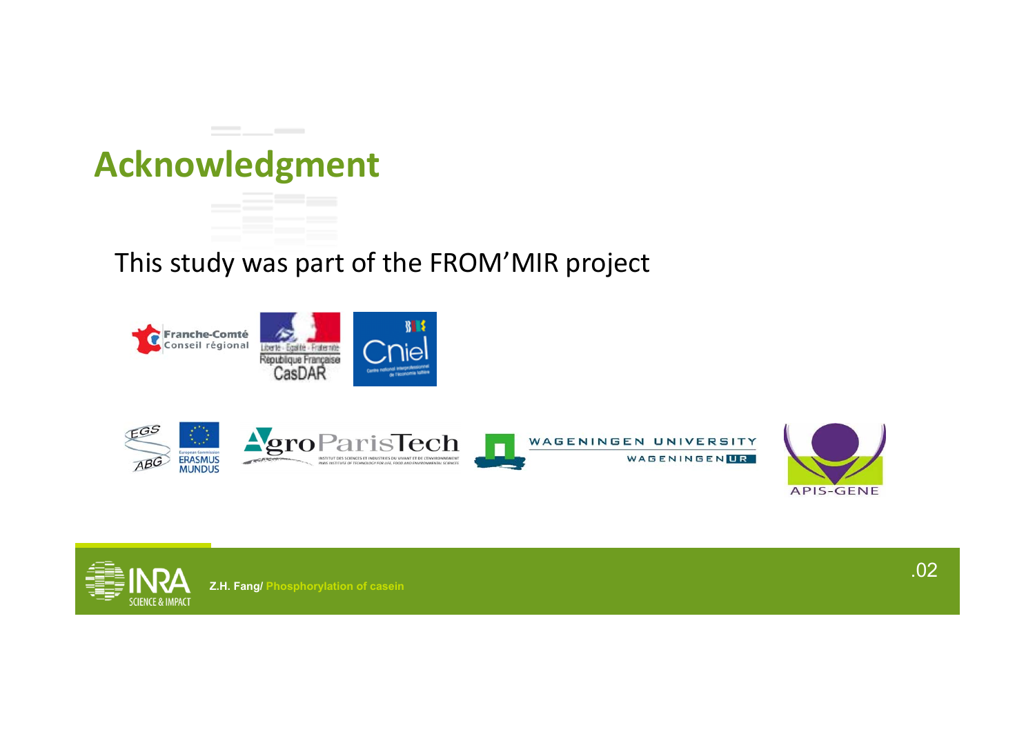# Acknowledgment

This study was part of the FROM'MIR project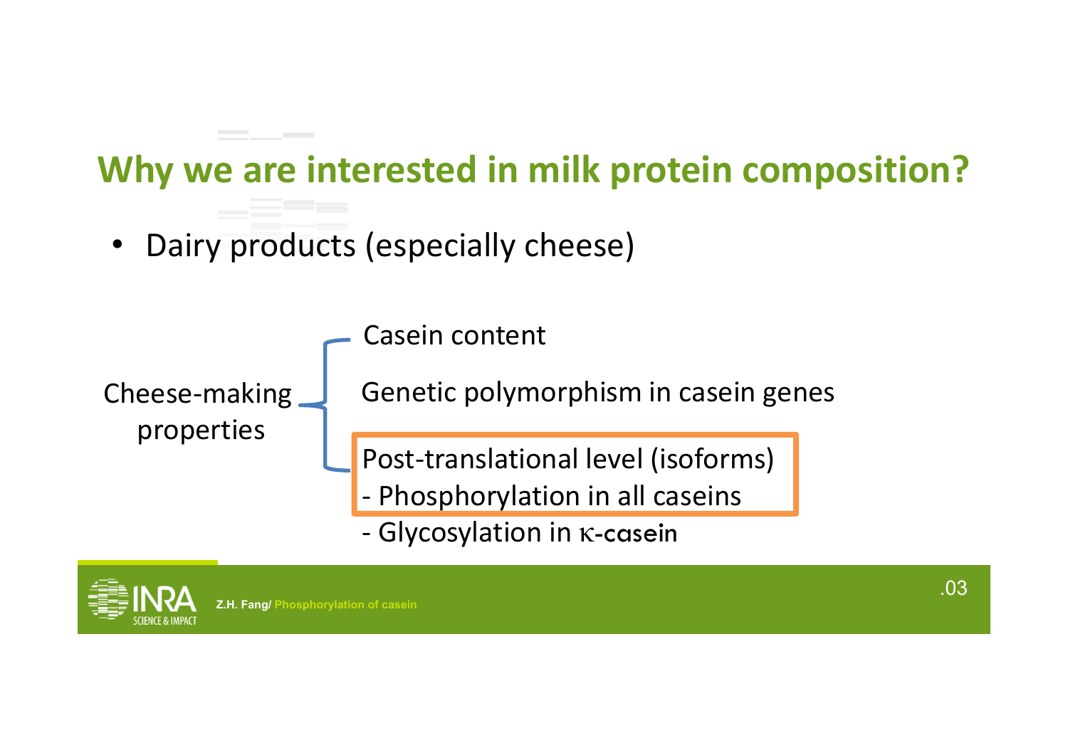# Why we are interested in milk protein composition?

- Dairy products (especially cheese)

Cheese-making properties

- Casein content
- Genetic polymorphism in casein genes
- Post-translational level (isoforms)
  - Phosphorylation in all caseins
  - Glycosylation in κ-casein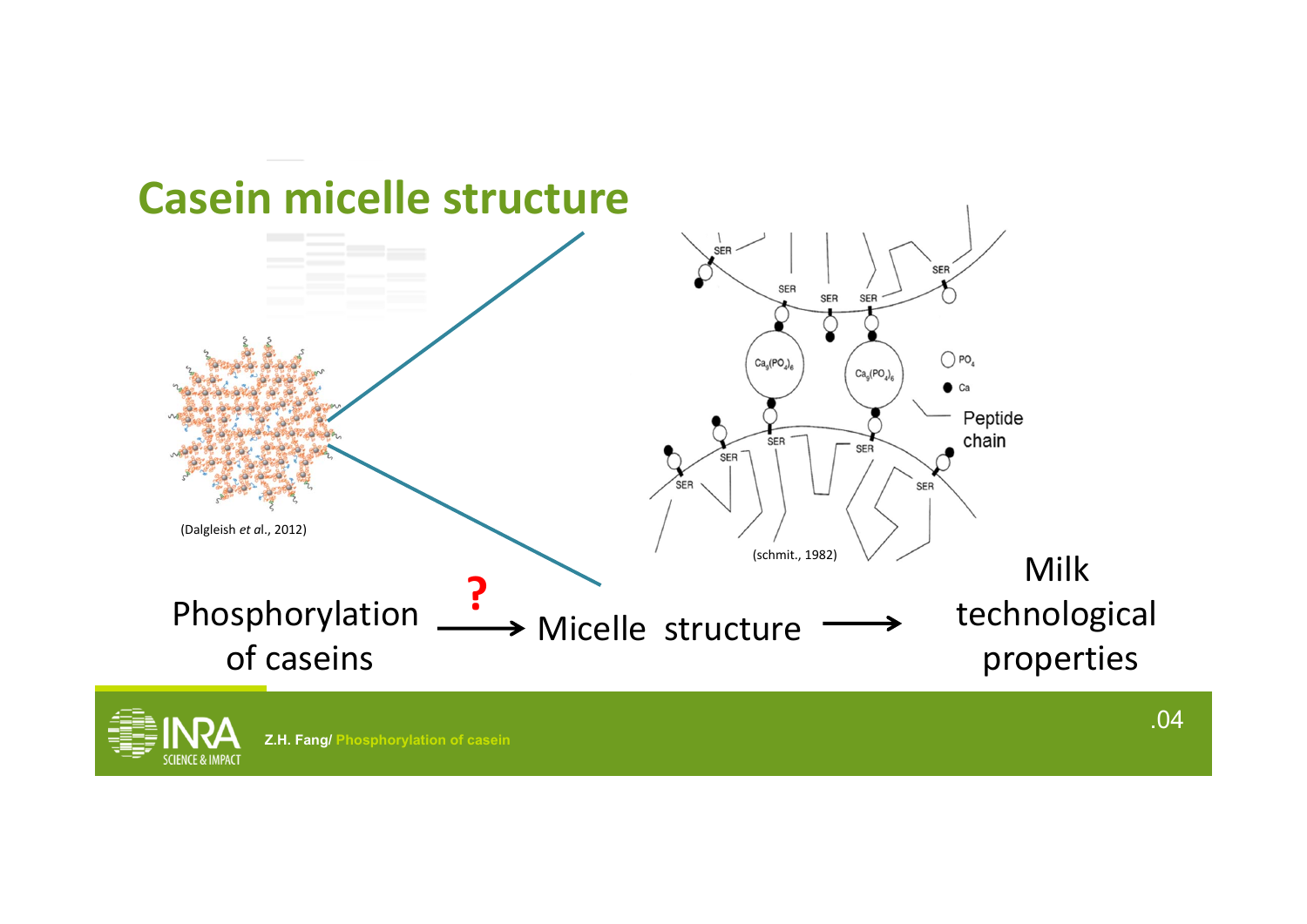# Casein micelle structure

(Dalgleish *et al.*, 2012)

(schmit., 1982)

Phosphorylation of caseins **?** → Micelle structure → Milk technological properties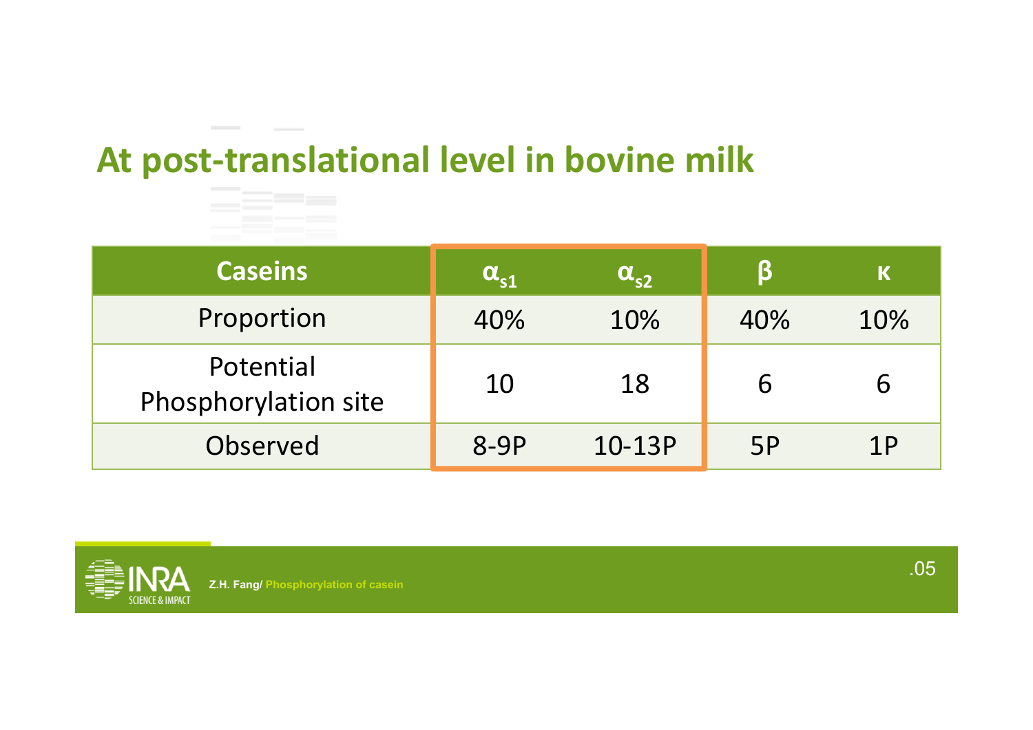## At post-translational level in bovine milk

| Caseins | $\alpha_{s1}$ | $\alpha_{s2}$ | β | κ |
|---|---|---|---|---|
| Proportion | 40% | 10% | 40% | 10% |
| Potential Phosphorylation site | 10 | 18 | 6 | 6 |
| Observed | 8-9P | 10-13P | 5P | 1P |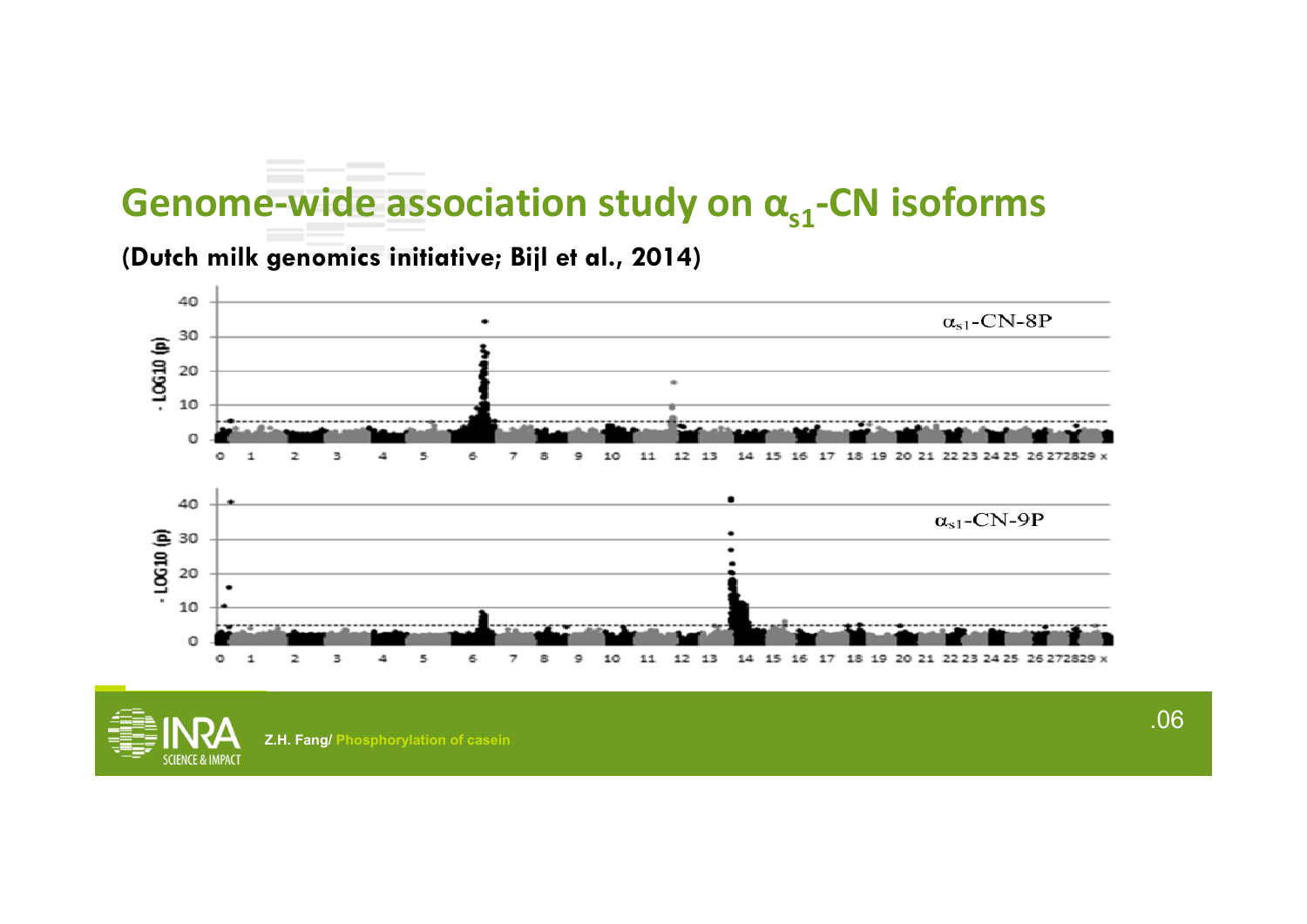# Genome-wide association study on $\alpha_{s1}$-CN isoforms

**(Dutch milk genomics initiative; Bijl et al., 2014)**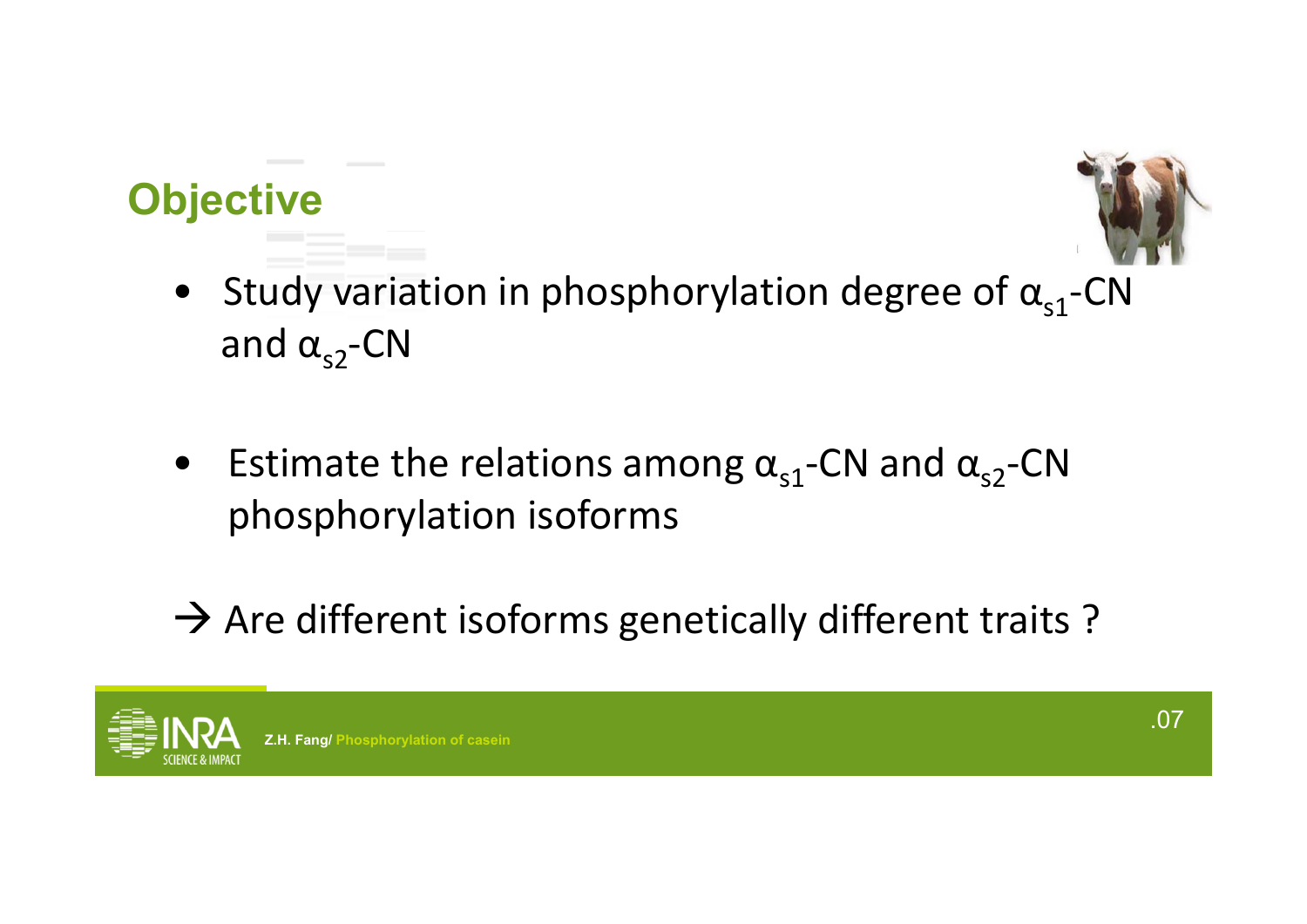## Objective

- Study variation in phosphorylation degree of $\alpha_{s1}$-CN and $\alpha_{s2}$-CN

- Estimate the relations among $\alpha_{s1}$-CN and $\alpha_{s2}$-CN phosphorylation isoforms

→ Are different isoforms genetically different traits ?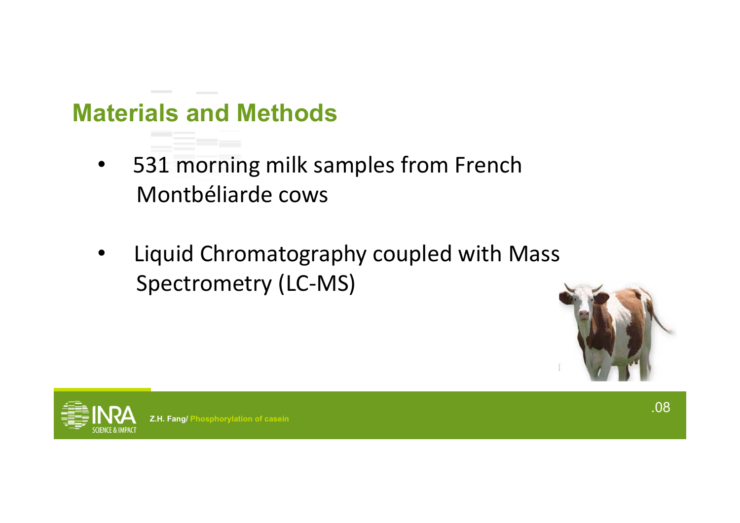## Materials and Methods

- 531 morning milk samples from French Montbéliarde cows
- Liquid Chromatography coupled with Mass Spectrometry (LC-MS)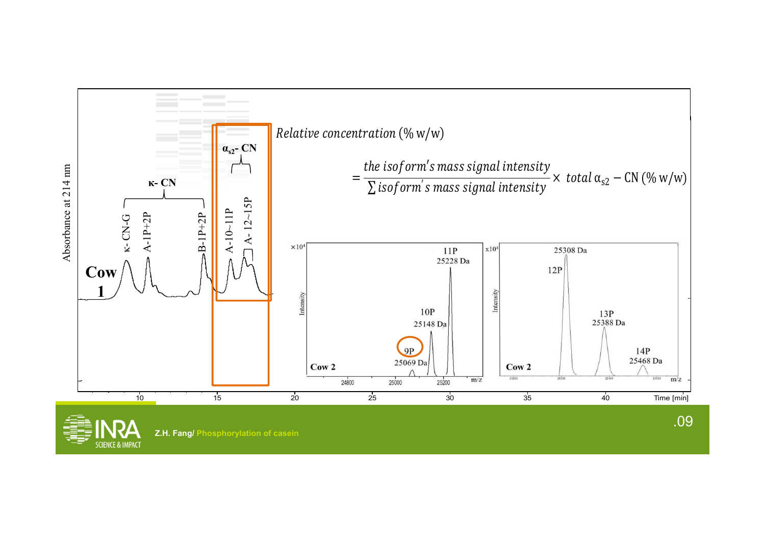$$Relative\ concentration\ (\%\ w/w) = \frac{the\ isoform's\ mass\ signal\ intensity}{\sum isoform's\ mass\ signal\ intensity} \times total\ \alpha_{s2} - CN\ (\%\ w/w)$$

Cow 1

κ- CN: κ- CN-G, A-1P+2P, B-1P+2P

$\alpha_{s2}$- CN: A-10~11P, A- 12~15P

Absorbance at 214 nm

Time [min]

Cow 2: 9P 25069 Da, 10P 25148 Da, 11P 25228 Da

Cow 2: 12P 25308 Da, 13P 25388 Da, 14P 25468 Da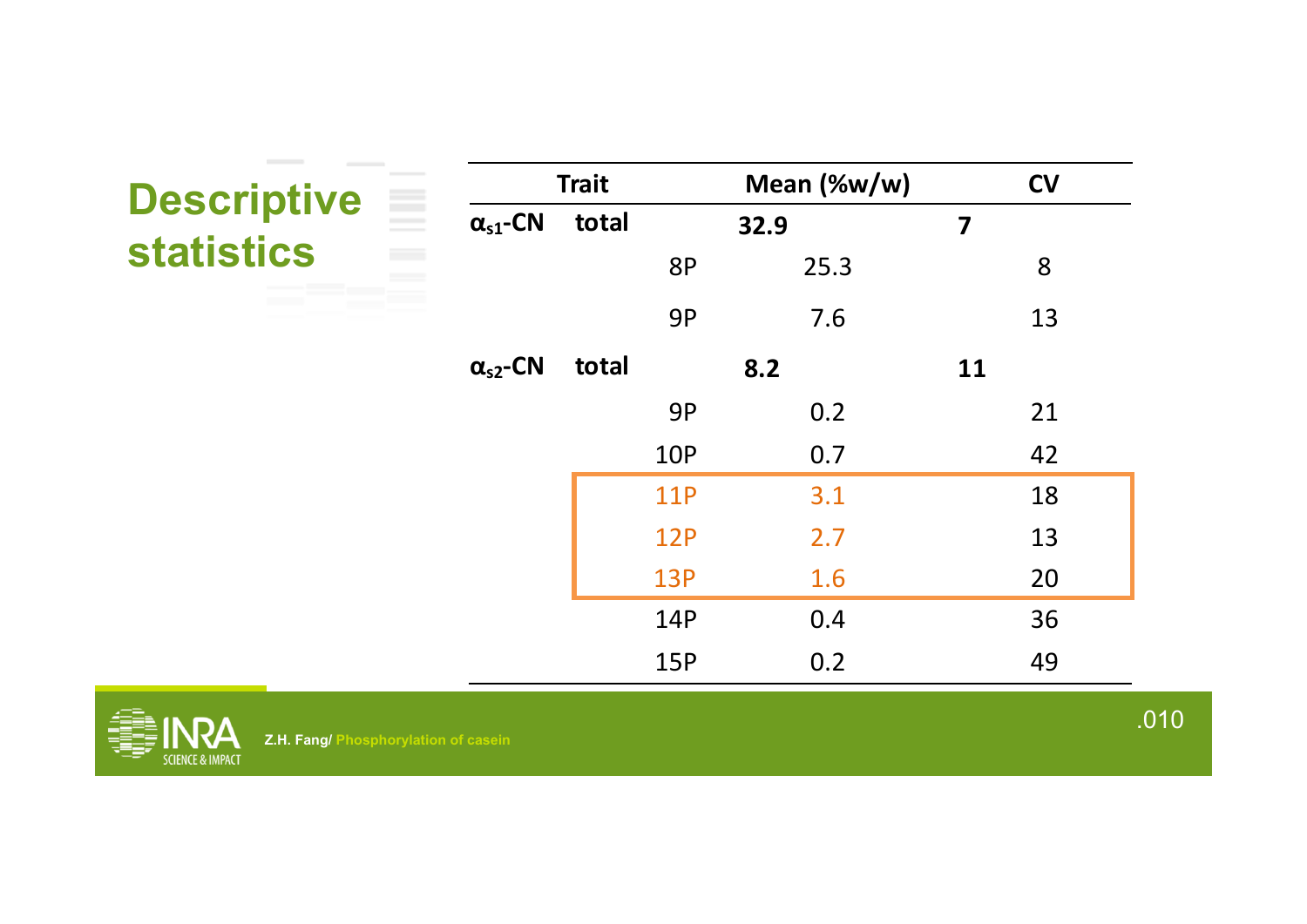# Descriptive statistics

| Trait | | | Mean (%w/w) | CV |
|---|---|---|---|---|
| $\alpha_{s1}$-CN | total | | **32.9** | **7** |
| | | 8P | 25.3 | 8 |
| | | 9P | 7.6 | 13 |
| $\alpha_{s2}$-CN | total | | **8.2** | **11** |
| | | 9P | 0.2 | 21 |
| | | 10P | 0.7 | 42 |
| | | 11P | 3.1 | 18 |
| | | 12P | 2.7 | 13 |
| | | 13P | 1.6 | 20 |
| | | 14P | 0.4 | 36 |
| | | 15P | 0.2 | 49 |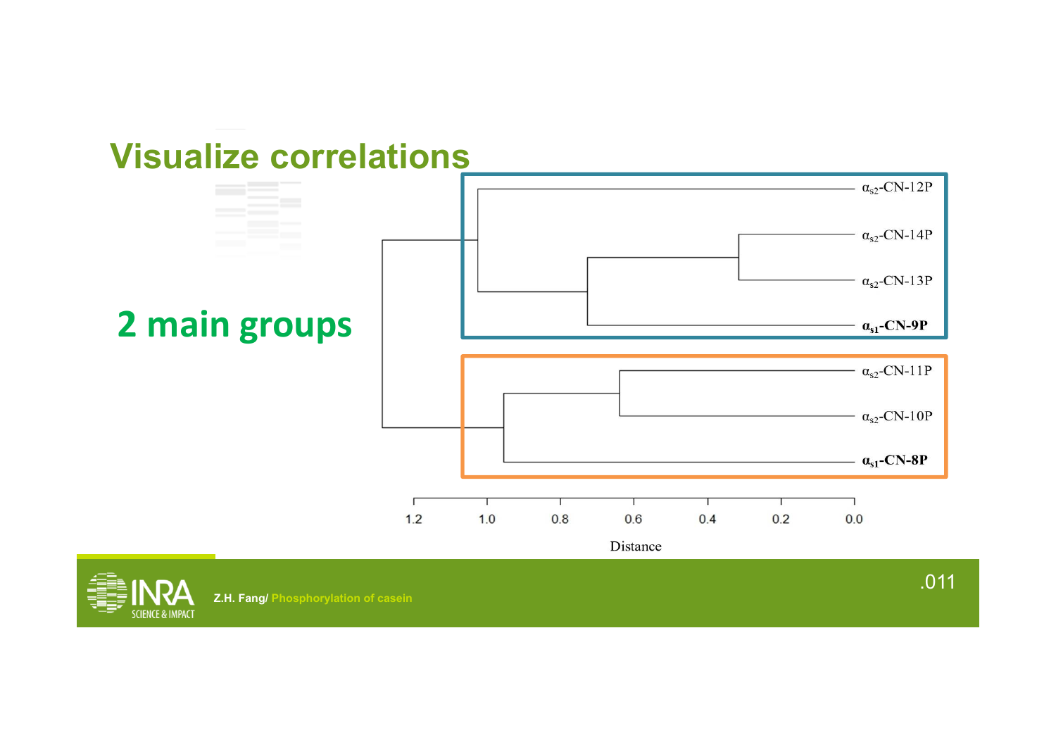# Visualize correlations

## 2 main groups

$\alpha_{s2}$-CN-12P

$\alpha_{s2}$-CN-14P

$\alpha_{s2}$-CN-13P

**$\alpha_{s1}$-CN-9P**

$\alpha_{s2}$-CN-11P

$\alpha_{s2}$-CN-10P

**$\alpha_{s1}$-CN-8P**

1.2 1.0 0.8 0.6 0.4 0.2 0.0

Distance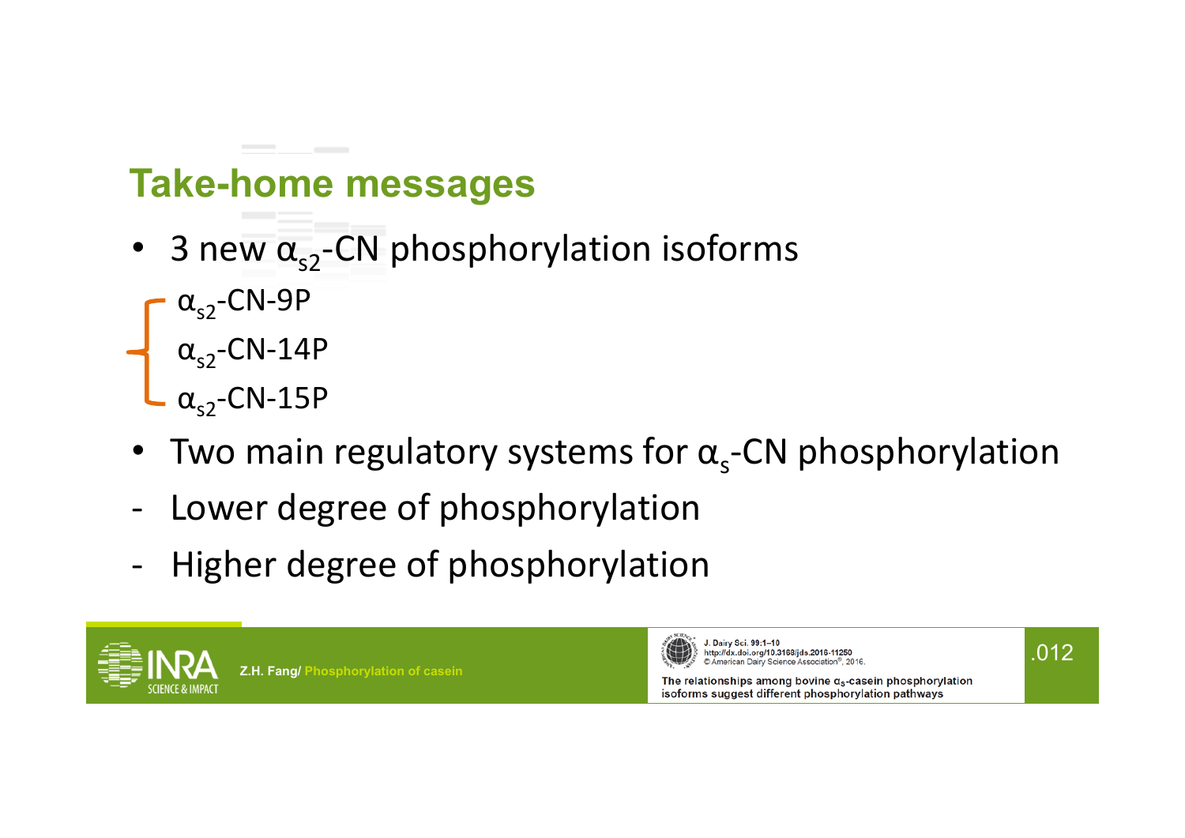## Take-home messages

- 3 new $\alpha_{s2}$-CN phosphorylation isoforms
  - $\alpha_{s2}$-CN-9P
  - $\alpha_{s2}$-CN-14P
  - $\alpha_{s2}$-CN-15P
- Two main regulatory systems for $\alpha_{s}$-CN phosphorylation
- Lower degree of phosphorylation
- Higher degree of phosphorylation

J. Dairy Sci. 99:1–10
http://dx.doi.org/10.3168/jds.2016-11250
© American Dairy Science Association®, 2016.

The relationships among bovine $\alpha_s$-casein phosphorylation isoforms suggest different phosphorylation pathways